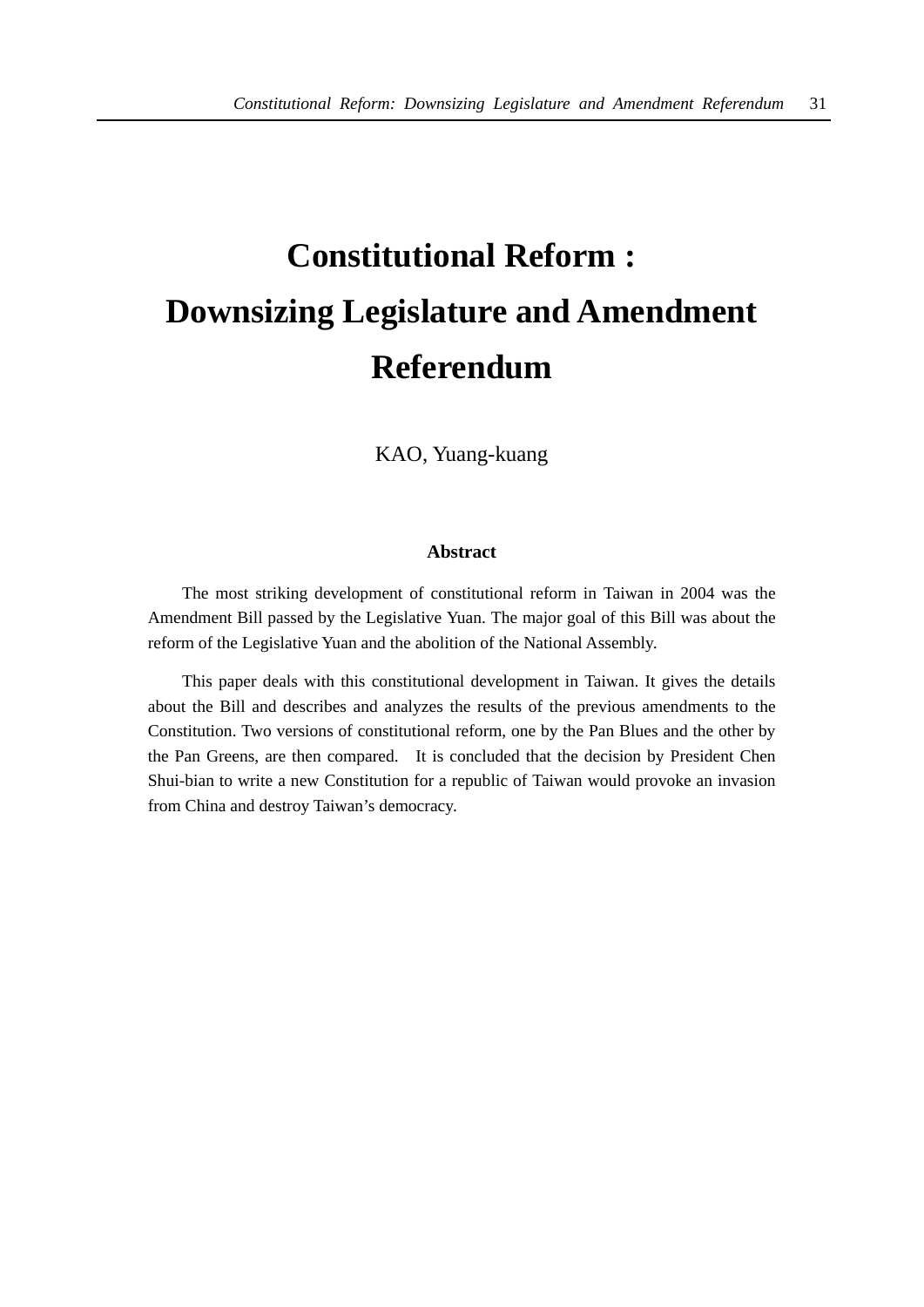# Constitutional Reform : Downsizing Legislature and Amendment Referendum

KAO, Yuang-kuang

## Abstract

The most striking development of constitutional reform in Taiwan in 2004 was the Amendment Bill passed by the Legislative Yuan. The major goal of this Bill was about the reform of the Legislative Yuan and the abolition of the National Assembly.

This paper deals with this constitutional development in Taiwan. It gives the details about the Bill and describes and analyzes the results of the previous amendments to the Constitution. Two versions of constitutional reform, one by the Pan Blues and the other by the Pan Greens, are then compared. It is concluded that the decision by President Chen Shui-bian to write a new Constitution for a republic of Taiwan would provoke an invasion from China and destroy Taiwan's democracy.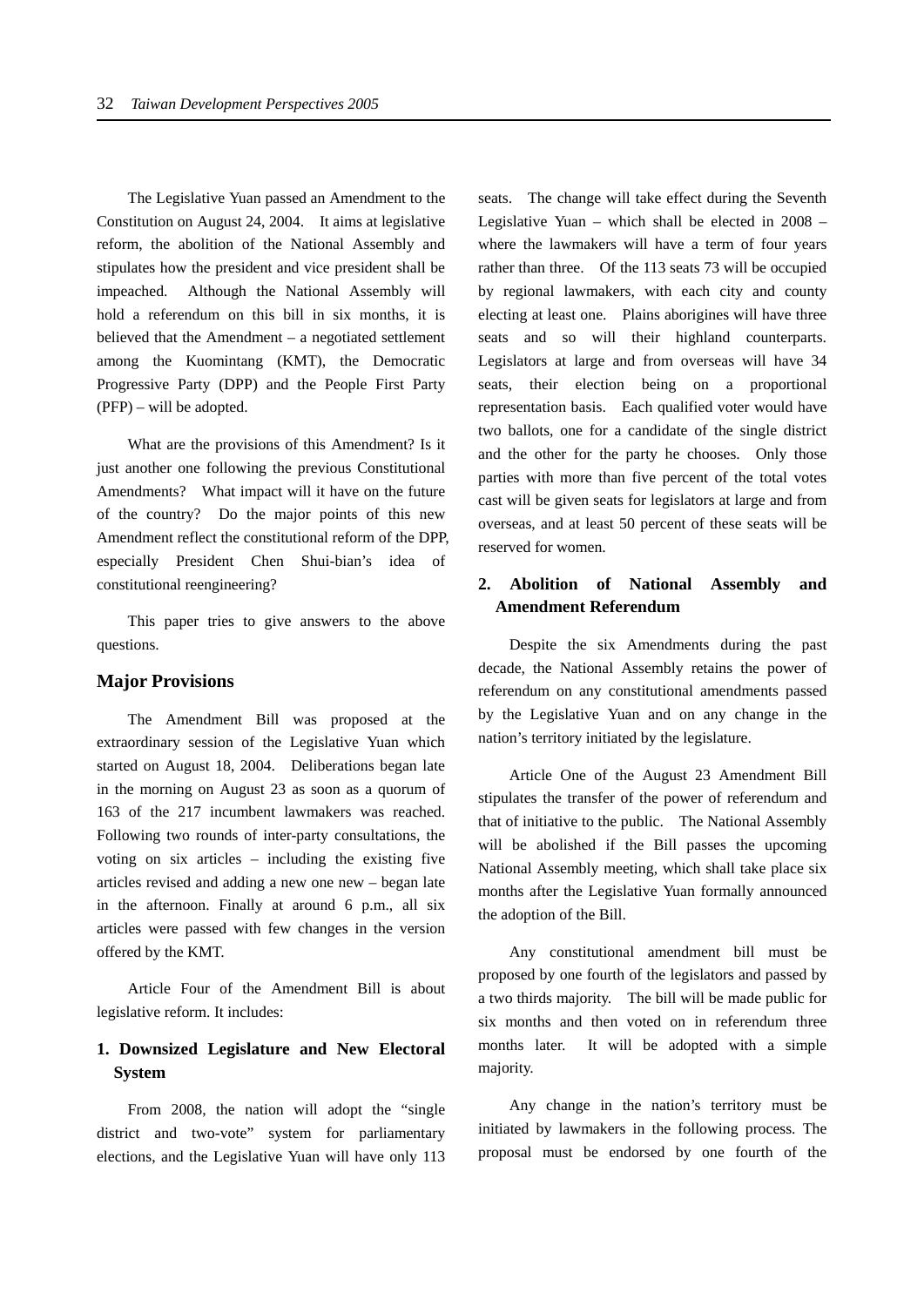The Legislative Yuan passed an Amendment to the Constitution on August 24, 2004. It aims at legislative reform, the abolition of the National Assembly and stipulates how the president and vice president shall be impeached. Although the National Assembly will hold a referendum on this bill in six months, it is believed that the Amendment – a negotiated settlement among the Kuomintang (KMT), the Democratic Progressive Party (DPP) and the People First Party (PFP) – will be adopted.

What are the provisions of this Amendment? Is it just another one following the previous Constitutional Amendments? What impact will it have on the future of the country? Do the major points of this new Amendment reflect the constitutional reform of the DPP, especially President Chen Shui-bian's idea of constitutional reengineering?

This paper tries to give answers to the above questions.

## Major Provisions

The Amendment Bill was proposed at the extraordinary session of the Legislative Yuan which started on August 18, 2004. Deliberations began late in the morning on August 23 as soon as a quorum of 163 of the 217 incumbent lawmakers was reached. Following two rounds of inter-party consultations, the voting on six articles – including the existing five articles revised and adding a new one new – began late in the afternoon. Finally at around 6 p.m., all six articles were passed with few changes in the version offered by the KMT.

Article Four of the Amendment Bill is about legislative reform. It includes:

### 1. Downsized Legislature and New Electoral System

From 2008, the nation will adopt the "single district and two-vote" system for parliamentary elections, and the Legislative Yuan will have only 113 seats. The change will take effect during the Seventh Legislative Yuan – which shall be elected in 2008 – where the lawmakers will have a term of four years rather than three. Of the 113 seats 73 will be occupied by regional lawmakers, with each city and county electing at least one. Plains aborigines will have three seats and so will their highland counterparts. Legislators at large and from overseas will have 34 seats, their election being on a proportional representation basis. Each qualified voter would have two ballots, one for a candidate of the single district and the other for the party he chooses. Only those parties with more than five percent of the total votes cast will be given seats for legislators at large and from overseas, and at least 50 percent of these seats will be reserved for women.

### 2. Abolition of National Assembly and Amendment Referendum

Despite the six Amendments during the past decade, the National Assembly retains the power of referendum on any constitutional amendments passed by the Legislative Yuan and on any change in the nation's territory initiated by the legislature.

Article One of the August 23 Amendment Bill stipulates the transfer of the power of referendum and that of initiative to the public. The National Assembly will be abolished if the Bill passes the upcoming National Assembly meeting, which shall take place six months after the Legislative Yuan formally announced the adoption of the Bill.

Any constitutional amendment bill must be proposed by one fourth of the legislators and passed by a two thirds majority. The bill will be made public for six months and then voted on in referendum three months later. It will be adopted with a simple majority.

Any change in the nation's territory must be initiated by lawmakers in the following process. The proposal must be endorsed by one fourth of the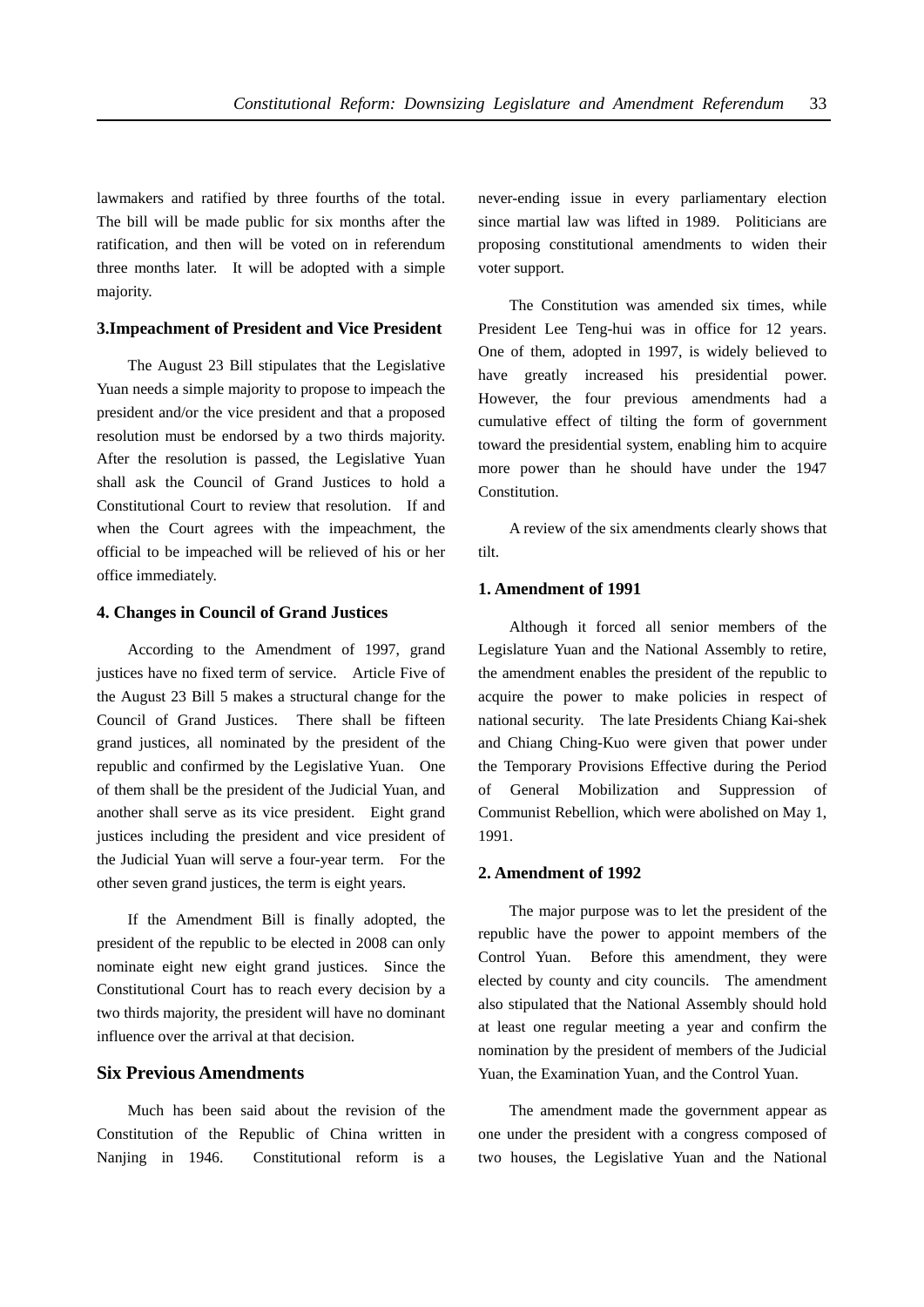lawmakers and ratified by three fourths of the total. The bill will be made public for six months after the ratification, and then will be voted on in referendum three months later. It will be adopted with a simple majority.

### 3.Impeachment of President and Vice President

The August 23 Bill stipulates that the Legislative Yuan needs a simple majority to propose to impeach the president and/or the vice president and that a proposed resolution must be endorsed by a two thirds majority. After the resolution is passed, the Legislative Yuan shall ask the Council of Grand Justices to hold a Constitutional Court to review that resolution. If and when the Court agrees with the impeachment, the official to be impeached will be relieved of his or her office immediately.

### 4. Changes in Council of Grand Justices

According to the Amendment of 1997, grand justices have no fixed term of service. Article Five of the August 23 Bill 5 makes a structural change for the Council of Grand Justices. There shall be fifteen grand justices, all nominated by the president of the republic and confirmed by the Legislative Yuan. One of them shall be the president of the Judicial Yuan, and another shall serve as its vice president. Eight grand justices including the president and vice president of the Judicial Yuan will serve a four-year term. For the other seven grand justices, the term is eight years.

If the Amendment Bill is finally adopted, the president of the republic to be elected in 2008 can only nominate eight new eight grand justices. Since the Constitutional Court has to reach every decision by a two thirds majority, the president will have no dominant influence over the arrival at that decision.

## Six Previous Amendments

Much has been said about the revision of the Constitution of the Republic of China written in Nanjing in 1946. Constitutional reform is a never-ending issue in every parliamentary election since martial law was lifted in 1989. Politicians are proposing constitutional amendments to widen their voter support.

The Constitution was amended six times, while President Lee Teng-hui was in office for 12 years. One of them, adopted in 1997, is widely believed to have greatly increased his presidential power. However, the four previous amendments had a cumulative effect of tilting the form of government toward the presidential system, enabling him to acquire more power than he should have under the 1947 Constitution.

A review of the six amendments clearly shows that tilt.

### 1. Amendment of 1991

Although it forced all senior members of the Legislature Yuan and the National Assembly to retire, the amendment enables the president of the republic to acquire the power to make policies in respect of national security. The late Presidents Chiang Kai-shek and Chiang Ching-Kuo were given that power under the Temporary Provisions Effective during the Period of General Mobilization and Suppression of Communist Rebellion, which were abolished on May 1, 1991.

### 2. Amendment of 1992

The major purpose was to let the president of the republic have the power to appoint members of the Control Yuan. Before this amendment, they were elected by county and city councils. The amendment also stipulated that the National Assembly should hold at least one regular meeting a year and confirm the nomination by the president of members of the Judicial Yuan, the Examination Yuan, and the Control Yuan.

The amendment made the government appear as one under the president with a congress composed of two houses, the Legislative Yuan and the National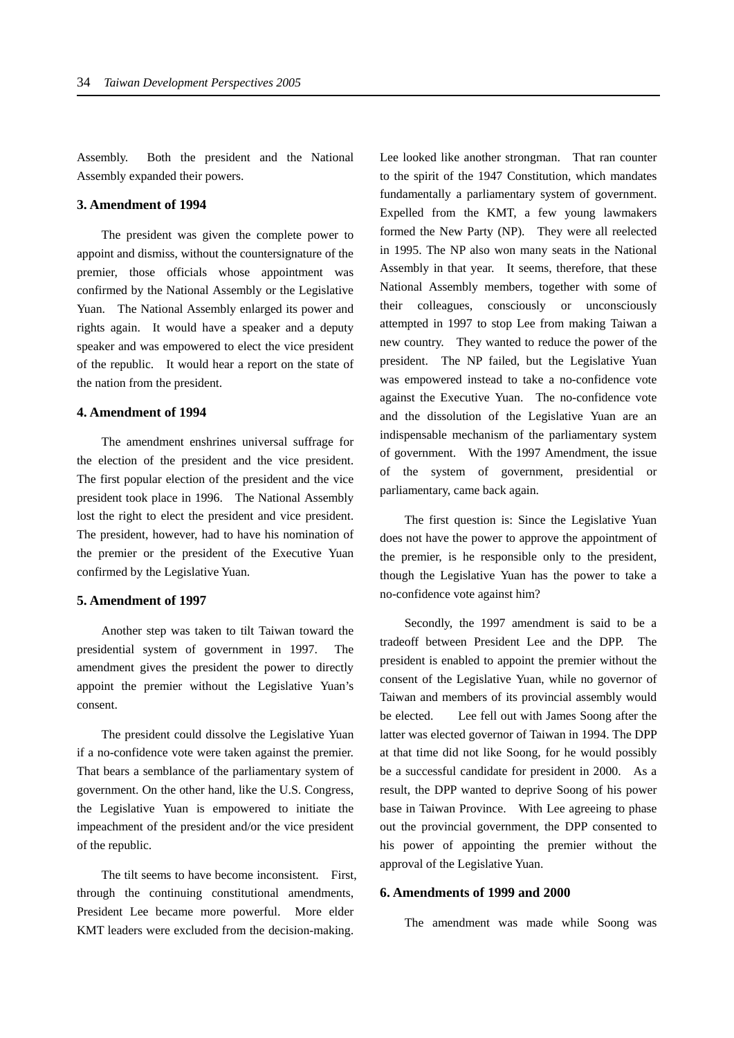Assembly. Both the president and the National Assembly expanded their powers.

### 3. Amendment of 1994

The president was given the complete power to appoint and dismiss, without the countersignature of the premier, those officials whose appointment was confirmed by the National Assembly or the Legislative Yuan. The National Assembly enlarged its power and rights again. It would have a speaker and a deputy speaker and was empowered to elect the vice president of the republic. It would hear a report on the state of the nation from the president.

### 4. Amendment of 1994

The amendment enshrines universal suffrage for the election of the president and the vice president. The first popular election of the president and the vice president took place in 1996. The National Assembly lost the right to elect the president and vice president. The president, however, had to have his nomination of the premier or the president of the Executive Yuan confirmed by the Legislative Yuan.

### 5. Amendment of 1997

Another step was taken to tilt Taiwan toward the presidential system of government in 1997. The amendment gives the president the power to directly appoint the premier without the Legislative Yuan's consent.

The president could dissolve the Legislative Yuan if a no-confidence vote were taken against the premier. That bears a semblance of the parliamentary system of government. On the other hand, like the U.S. Congress, the Legislative Yuan is empowered to initiate the impeachment of the president and/or the vice president of the republic.

The tilt seems to have become inconsistent. First, through the continuing constitutional amendments, President Lee became more powerful. More elder KMT leaders were excluded from the decision-making. Lee looked like another strongman. That ran counter to the spirit of the 1947 Constitution, which mandates fundamentally a parliamentary system of government. Expelled from the KMT, a few young lawmakers formed the New Party (NP). They were all reelected in 1995. The NP also won many seats in the National Assembly in that year. It seems, therefore, that these National Assembly members, together with some of their colleagues, consciously or unconsciously attempted in 1997 to stop Lee from making Taiwan a new country. They wanted to reduce the power of the president. The NP failed, but the Legislative Yuan was empowered instead to take a no-confidence vote against the Executive Yuan. The no-confidence vote and the dissolution of the Legislative Yuan are an indispensable mechanism of the parliamentary system of government. With the 1997 Amendment, the issue of the system of government, presidential or parliamentary, came back again.

The first question is: Since the Legislative Yuan does not have the power to approve the appointment of the premier, is he responsible only to the president, though the Legislative Yuan has the power to take a no-confidence vote against him?

Secondly, the 1997 amendment is said to be a tradeoff between President Lee and the DPP. The president is enabled to appoint the premier without the consent of the Legislative Yuan, while no governor of Taiwan and members of its provincial assembly would be elected. Lee fell out with James Soong after the latter was elected governor of Taiwan in 1994. The DPP at that time did not like Soong, for he would possibly be a successful candidate for president in 2000. As a result, the DPP wanted to deprive Soong of his power base in Taiwan Province. With Lee agreeing to phase out the provincial government, the DPP consented to his power of appointing the premier without the approval of the Legislative Yuan.

### 6. Amendments of 1999 and 2000

The amendment was made while Soong was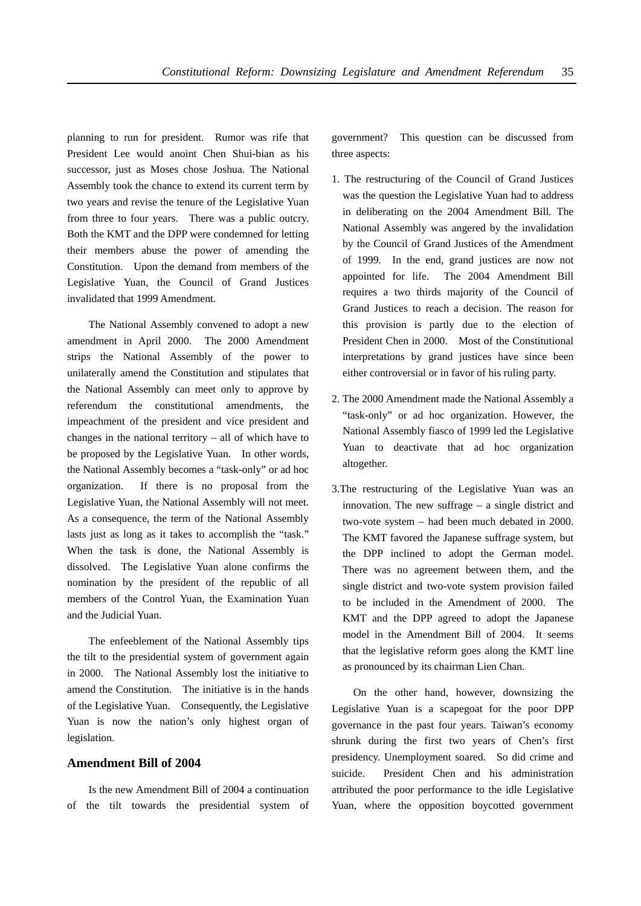planning to run for president. Rumor was rife that President Lee would anoint Chen Shui-bian as his successor, just as Moses chose Joshua. The National Assembly took the chance to extend its current term by two years and revise the tenure of the Legislative Yuan from three to four years. There was a public outcry. Both the KMT and the DPP were condemned for letting their members abuse the power of amending the Constitution. Upon the demand from members of the Legislative Yuan, the Council of Grand Justices invalidated that 1999 Amendment.

The National Assembly convened to adopt a new amendment in April 2000. The 2000 Amendment strips the National Assembly of the power to unilaterally amend the Constitution and stipulates that the National Assembly can meet only to approve by referendum the constitutional amendments, the impeachment of the president and vice president and changes in the national territory – all of which have to be proposed by the Legislative Yuan. In other words, the National Assembly becomes a "task-only" or ad hoc organization. If there is no proposal from the Legislative Yuan, the National Assembly will not meet. As a consequence, the term of the National Assembly lasts just as long as it takes to accomplish the "task." When the task is done, the National Assembly is dissolved. The Legislative Yuan alone confirms the nomination by the president of the republic of all members of the Control Yuan, the Examination Yuan and the Judicial Yuan.

The enfeeblement of the National Assembly tips the tilt to the presidential system of government again in 2000. The National Assembly lost the initiative to amend the Constitution. The initiative is in the hands of the Legislative Yuan. Consequently, the Legislative Yuan is now the nation's only highest organ of legislation.

## Amendment Bill of 2004

Is the new Amendment Bill of 2004 a continuation of the tilt towards the presidential system of government? This question can be discussed from three aspects:

1. The restructuring of the Council of Grand Justices was the question the Legislative Yuan had to address in deliberating on the 2004 Amendment Bill. The National Assembly was angered by the invalidation by the Council of Grand Justices of the Amendment of 1999. In the end, grand justices are now not appointed for life. The 2004 Amendment Bill requires a two thirds majority of the Council of Grand Justices to reach a decision. The reason for this provision is partly due to the election of President Chen in 2000. Most of the Constitutional interpretations by grand justices have since been either controversial or in favor of his ruling party.

2. The 2000 Amendment made the National Assembly a "task-only" or ad hoc organization. However, the National Assembly fiasco of 1999 led the Legislative Yuan to deactivate that ad hoc organization altogether.

3. The restructuring of the Legislative Yuan was an innovation. The new suffrage – a single district and two-vote system – had been much debated in 2000. The KMT favored the Japanese suffrage system, but the DPP inclined to adopt the German model. There was no agreement between them, and the single district and two-vote system provision failed to be included in the Amendment of 2000. The KMT and the DPP agreed to adopt the Japanese model in the Amendment Bill of 2004. It seems that the legislative reform goes along the KMT line as pronounced by its chairman Lien Chan.

On the other hand, however, downsizing the Legislative Yuan is a scapegoat for the poor DPP governance in the past four years. Taiwan's economy shrunk during the first two years of Chen's first presidency. Unemployment soared. So did crime and suicide. President Chen and his administration attributed the poor performance to the idle Legislative Yuan, where the opposition boycotted government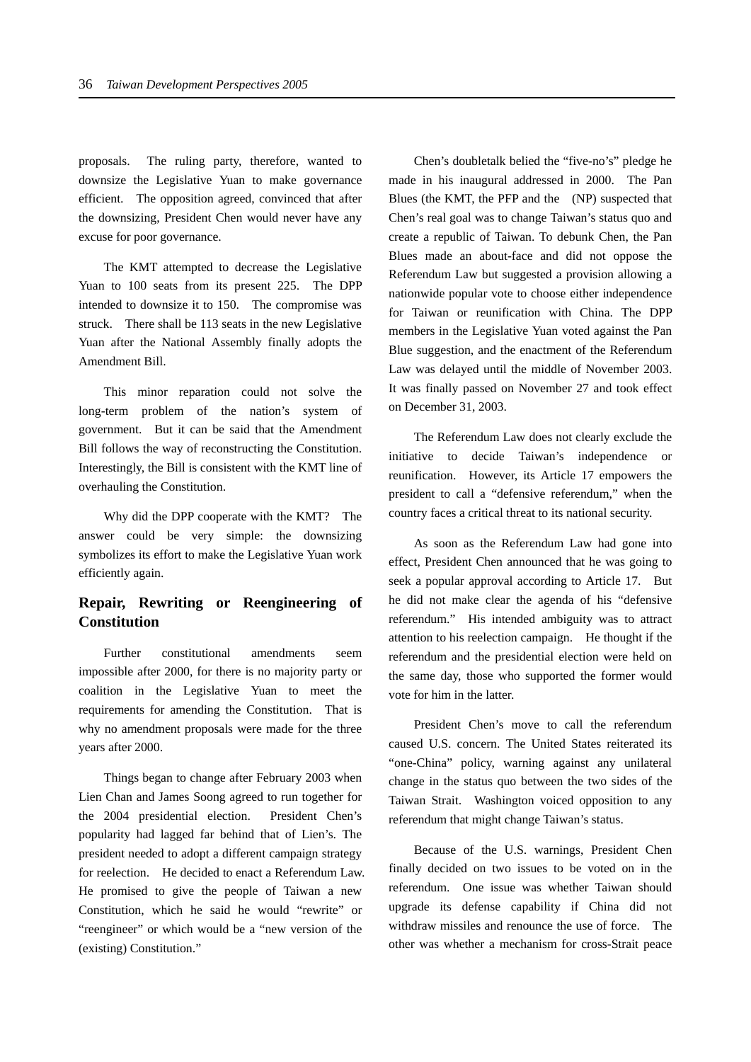proposals. The ruling party, therefore, wanted to downsize the Legislative Yuan to make governance efficient. The opposition agreed, convinced that after the downsizing, President Chen would never have any excuse for poor governance.

The KMT attempted to decrease the Legislative Yuan to 100 seats from its present 225. The DPP intended to downsize it to 150. The compromise was struck. There shall be 113 seats in the new Legislative Yuan after the National Assembly finally adopts the Amendment Bill.

This minor reparation could not solve the long-term problem of the nation's system of government. But it can be said that the Amendment Bill follows the way of reconstructing the Constitution. Interestingly, the Bill is consistent with the KMT line of overhauling the Constitution.

Why did the DPP cooperate with the KMT? The answer could be very simple: the downsizing symbolizes its effort to make the Legislative Yuan work efficiently again.

## Repair, Rewriting or Reengineering of Constitution

Further constitutional amendments seem impossible after 2000, for there is no majority party or coalition in the Legislative Yuan to meet the requirements for amending the Constitution. That is why no amendment proposals were made for the three years after 2000.

Things began to change after February 2003 when Lien Chan and James Soong agreed to run together for the 2004 presidential election. President Chen's popularity had lagged far behind that of Lien's. The president needed to adopt a different campaign strategy for reelection. He decided to enact a Referendum Law. He promised to give the people of Taiwan a new Constitution, which he said he would "rewrite" or "reengineer" or which would be a "new version of the (existing) Constitution."

Chen's doubletalk belied the "five-no's" pledge he made in his inaugural addressed in 2000. The Pan Blues (the KMT, the PFP and the (NP) suspected that Chen's real goal was to change Taiwan's status quo and create a republic of Taiwan. To debunk Chen, the Pan Blues made an about-face and did not oppose the Referendum Law but suggested a provision allowing a nationwide popular vote to choose either independence for Taiwan or reunification with China. The DPP members in the Legislative Yuan voted against the Pan Blue suggestion, and the enactment of the Referendum Law was delayed until the middle of November 2003. It was finally passed on November 27 and took effect on December 31, 2003.

The Referendum Law does not clearly exclude the initiative to decide Taiwan's independence or reunification. However, its Article 17 empowers the president to call a "defensive referendum," when the country faces a critical threat to its national security.

As soon as the Referendum Law had gone into effect, President Chen announced that he was going to seek a popular approval according to Article 17. But he did not make clear the agenda of his "defensive referendum." His intended ambiguity was to attract attention to his reelection campaign. He thought if the referendum and the presidential election were held on the same day, those who supported the former would vote for him in the latter.

President Chen's move to call the referendum caused U.S. concern. The United States reiterated its "one-China" policy, warning against any unilateral change in the status quo between the two sides of the Taiwan Strait. Washington voiced opposition to any referendum that might change Taiwan's status.

Because of the U.S. warnings, President Chen finally decided on two issues to be voted on in the referendum. One issue was whether Taiwan should upgrade its defense capability if China did not withdraw missiles and renounce the use of force. The other was whether a mechanism for cross-Strait peace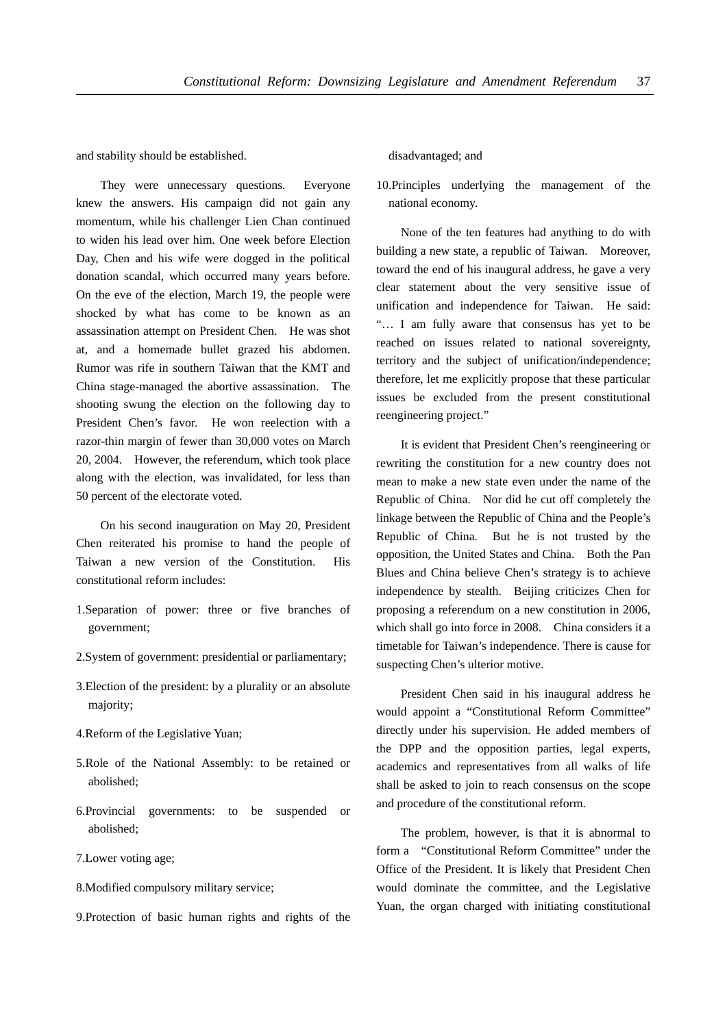and stability should be established.

They were unnecessary questions. Everyone knew the answers. His campaign did not gain any momentum, while his challenger Lien Chan continued to widen his lead over him. One week before Election Day, Chen and his wife were dogged in the political donation scandal, which occurred many years before. On the eve of the election, March 19, the people were shocked by what has come to be known as an assassination attempt on President Chen. He was shot at, and a homemade bullet grazed his abdomen. Rumor was rife in southern Taiwan that the KMT and China stage-managed the abortive assassination. The shooting swung the election on the following day to President Chen's favor. He won reelection with a razor-thin margin of fewer than 30,000 votes on March 20, 2004. However, the referendum, which took place along with the election, was invalidated, for less than 50 percent of the electorate voted.

On his second inauguration on May 20, President Chen reiterated his promise to hand the people of Taiwan a new version of the Constitution. His constitutional reform includes:

1. Separation of power: three or five branches of government;
2. System of government: presidential or parliamentary;
3. Election of the president: by a plurality or an absolute majority;
4. Reform of the Legislative Yuan;
5. Role of the National Assembly: to be retained or abolished;
6. Provincial governments: to be suspended or abolished;
7. Lower voting age;
8. Modified compulsory military service;
9. Protection of basic human rights and rights of the disadvantaged; and
10. Principles underlying the management of the national economy.

None of the ten features had anything to do with building a new state, a republic of Taiwan. Moreover, toward the end of his inaugural address, he gave a very clear statement about the very sensitive issue of unification and independence for Taiwan. He said: "… I am fully aware that consensus has yet to be reached on issues related to national sovereignty, territory and the subject of unification/independence; therefore, let me explicitly propose that these particular issues be excluded from the present constitutional reengineering project."

It is evident that President Chen's reengineering or rewriting the constitution for a new country does not mean to make a new state even under the name of the Republic of China. Nor did he cut off completely the linkage between the Republic of China and the People's Republic of China. But he is not trusted by the opposition, the United States and China. Both the Pan Blues and China believe Chen's strategy is to achieve independence by stealth. Beijing criticizes Chen for proposing a referendum on a new constitution in 2006, which shall go into force in 2008. China considers it a timetable for Taiwan's independence. There is cause for suspecting Chen's ulterior motive.

President Chen said in his inaugural address he would appoint a "Constitutional Reform Committee" directly under his supervision. He added members of the DPP and the opposition parties, legal experts, academics and representatives from all walks of life shall be asked to join to reach consensus on the scope and procedure of the constitutional reform.

The problem, however, is that it is abnormal to form a "Constitutional Reform Committee" under the Office of the President. It is likely that President Chen would dominate the committee, and the Legislative Yuan, the organ charged with initiating constitutional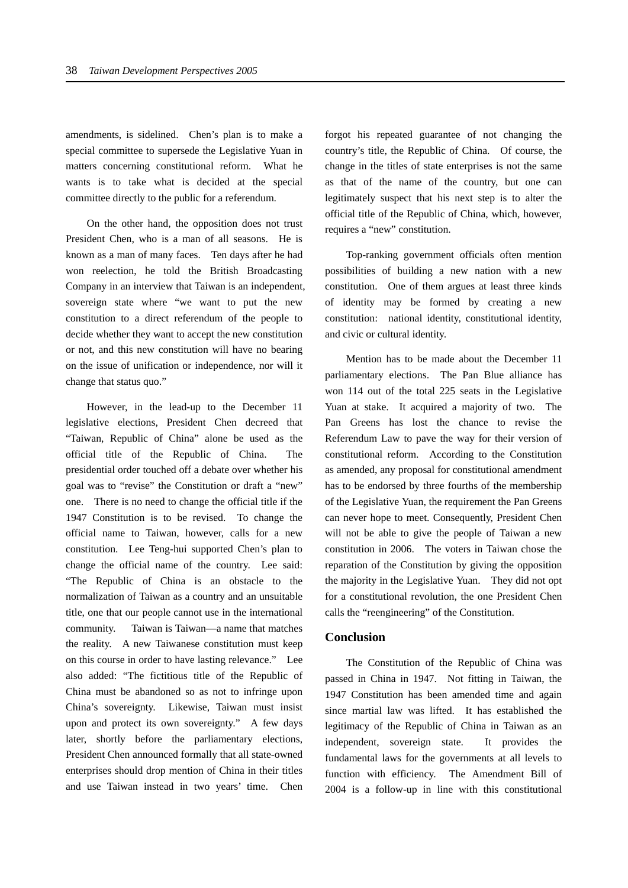amendments, is sidelined. Chen's plan is to make a special committee to supersede the Legislative Yuan in matters concerning constitutional reform. What he wants is to take what is decided at the special committee directly to the public for a referendum.

On the other hand, the opposition does not trust President Chen, who is a man of all seasons. He is known as a man of many faces. Ten days after he had won reelection, he told the British Broadcasting Company in an interview that Taiwan is an independent, sovereign state where "we want to put the new constitution to a direct referendum of the people to decide whether they want to accept the new constitution or not, and this new constitution will have no bearing on the issue of unification or independence, nor will it change that status quo."

However, in the lead-up to the December 11 legislative elections, President Chen decreed that "Taiwan, Republic of China" alone be used as the official title of the Republic of China. The presidential order touched off a debate over whether his goal was to "revise" the Constitution or draft a "new" one. There is no need to change the official title if the 1947 Constitution is to be revised. To change the official name to Taiwan, however, calls for a new constitution. Lee Teng-hui supported Chen's plan to change the official name of the country. Lee said: "The Republic of China is an obstacle to the normalization of Taiwan as a country and an unsuitable title, one that our people cannot use in the international community. Taiwan is Taiwan—a name that matches the reality. A new Taiwanese constitution must keep on this course in order to have lasting relevance." Lee also added: "The fictitious title of the Republic of China must be abandoned so as not to infringe upon China's sovereignty. Likewise, Taiwan must insist upon and protect its own sovereignty." A few days later, shortly before the parliamentary elections, President Chen announced formally that all state-owned enterprises should drop mention of China in their titles and use Taiwan instead in two years' time. Chen forgot his repeated guarantee of not changing the country's title, the Republic of China. Of course, the change in the titles of state enterprises is not the same as that of the name of the country, but one can legitimately suspect that his next step is to alter the official title of the Republic of China, which, however, requires a "new" constitution.

Top-ranking government officials often mention possibilities of building a new nation with a new constitution. One of them argues at least three kinds of identity may be formed by creating a new constitution: national identity, constitutional identity, and civic or cultural identity.

Mention has to be made about the December 11 parliamentary elections. The Pan Blue alliance has won 114 out of the total 225 seats in the Legislative Yuan at stake. It acquired a majority of two. The Pan Greens has lost the chance to revise the Referendum Law to pave the way for their version of constitutional reform. According to the Constitution as amended, any proposal for constitutional amendment has to be endorsed by three fourths of the membership of the Legislative Yuan, the requirement the Pan Greens can never hope to meet. Consequently, President Chen will not be able to give the people of Taiwan a new constitution in 2006. The voters in Taiwan chose the reparation of the Constitution by giving the opposition the majority in the Legislative Yuan. They did not opt for a constitutional revolution, the one President Chen calls the "reengineering" of the Constitution.

## Conclusion

The Constitution of the Republic of China was passed in China in 1947. Not fitting in Taiwan, the 1947 Constitution has been amended time and again since martial law was lifted. It has established the legitimacy of the Republic of China in Taiwan as an independent, sovereign state. It provides the fundamental laws for the governments at all levels to function with efficiency. The Amendment Bill of 2004 is a follow-up in line with this constitutional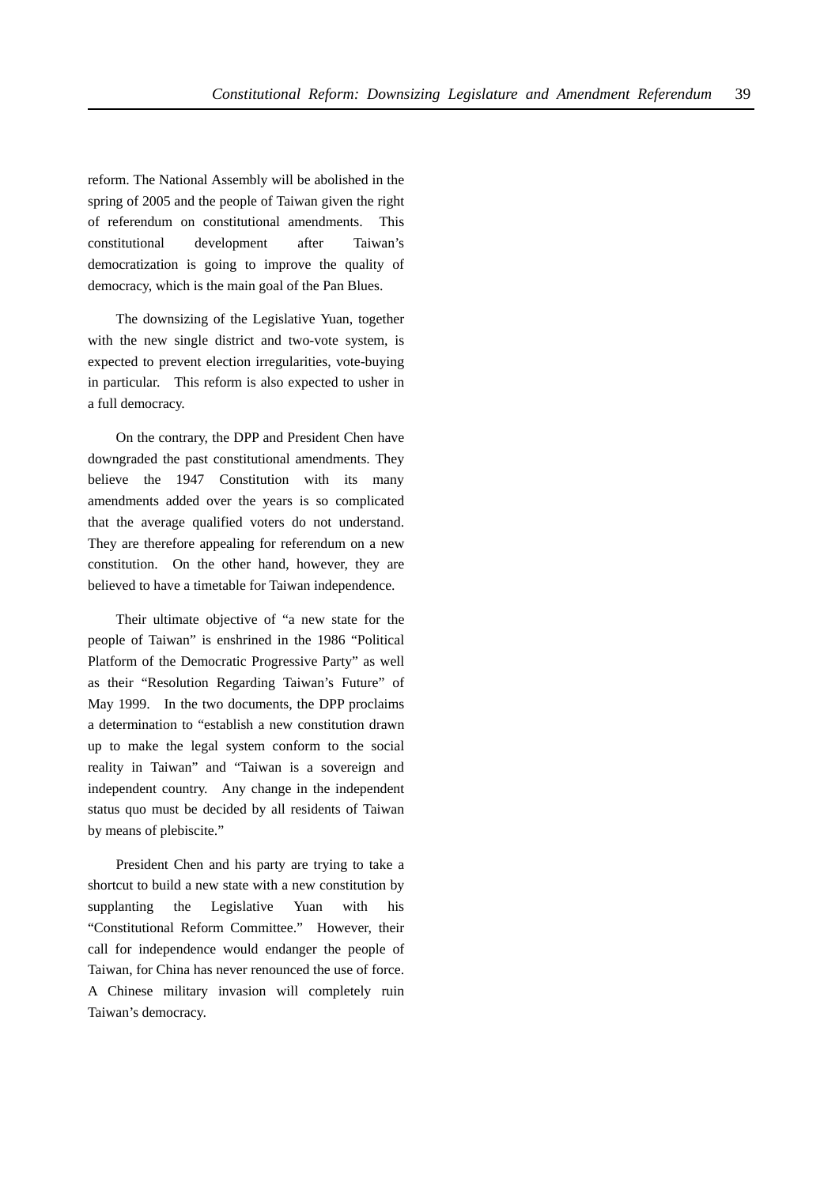reform. The National Assembly will be abolished in the spring of 2005 and the people of Taiwan given the right of referendum on constitutional amendments. This constitutional development after Taiwan's democratization is going to improve the quality of democracy, which is the main goal of the Pan Blues.

The downsizing of the Legislative Yuan, together with the new single district and two-vote system, is expected to prevent election irregularities, vote-buying in particular. This reform is also expected to usher in a full democracy.

On the contrary, the DPP and President Chen have downgraded the past constitutional amendments. They believe the 1947 Constitution with its many amendments added over the years is so complicated that the average qualified voters do not understand. They are therefore appealing for referendum on a new constitution. On the other hand, however, they are believed to have a timetable for Taiwan independence.

Their ultimate objective of "a new state for the people of Taiwan" is enshrined in the 1986 "Political Platform of the Democratic Progressive Party" as well as their "Resolution Regarding Taiwan's Future" of May 1999. In the two documents, the DPP proclaims a determination to "establish a new constitution drawn up to make the legal system conform to the social reality in Taiwan" and "Taiwan is a sovereign and independent country. Any change in the independent status quo must be decided by all residents of Taiwan by means of plebiscite."

President Chen and his party are trying to take a shortcut to build a new state with a new constitution by supplanting the Legislative Yuan with his "Constitutional Reform Committee." However, their call for independence would endanger the people of Taiwan, for China has never renounced the use of force. A Chinese military invasion will completely ruin Taiwan's democracy.